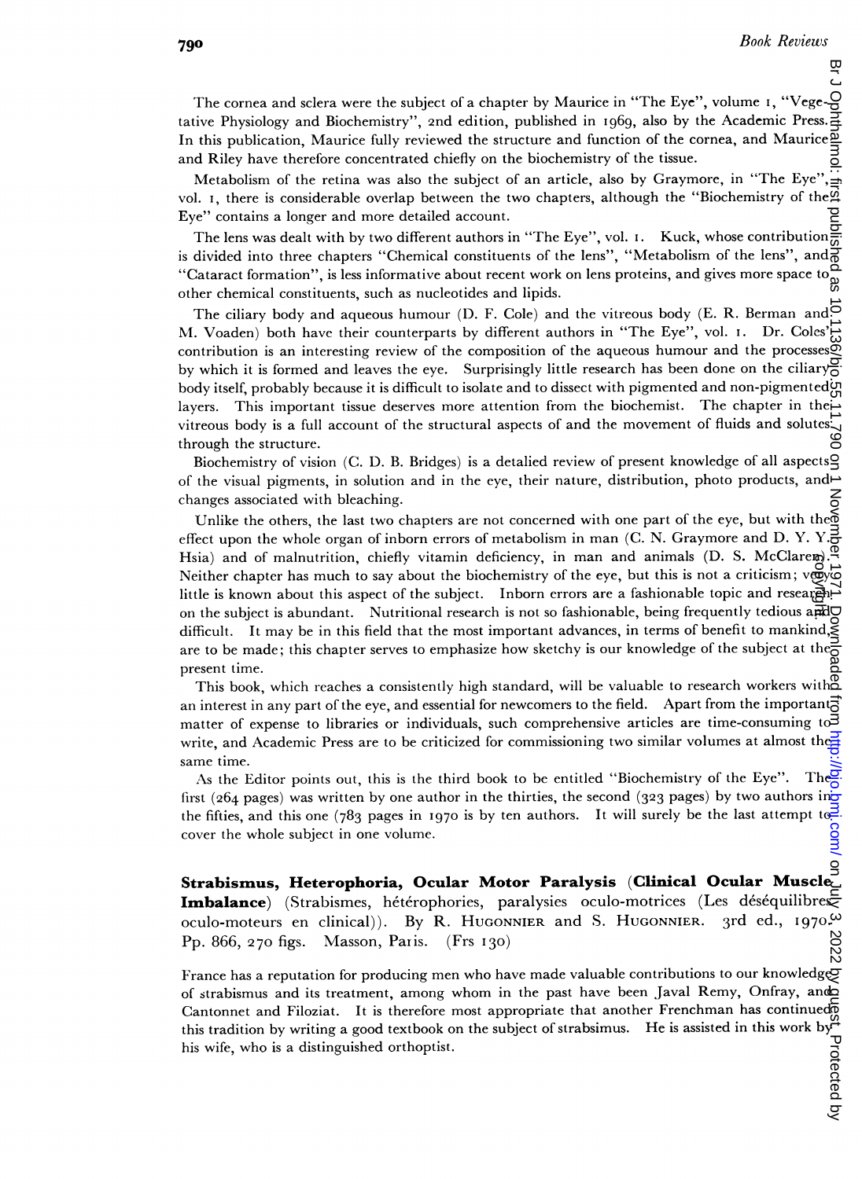The cornea and sclera were the subject of a chapter by Maurice in "The Eye", volume 1, "Vegetative Physiology and Biochemistry", 2nd edition, published in 1969, also by the Academic Press. In this publication, Maurice fully reviewed the structure and function of the cornea, and Maurice and Riley have therefore concentrated chiefly on the biochemistry of the tissue.

Metabolism of the retina was also the subject of an article, also by Graymore, in "The Eye", vol. 1, there is considerable overlap between the two chapters, although the "Biochemistry of the Eye" contains a longer and more detailed account.

The lens was dealt with by two different authors in "The Eye", vol. 1. Kuck, whose contribution is divided into three chapters "Chemical constituents of the lens", "Metabolism of the lens", and "Cataract formation", is less informative about recent work on lens proteins, and gives more space to other chemical constituents, such as nucleotides and lipids.

The ciliary body and aqueous humour (D. F. Cole) and the vitreous body (E. R. Berman and M. Voaden) both have their counterparts by different authors in "The Eye", vol. 1. Dr. Coles' contribution is an interesting review of the composition of the aqueous humour and the processes by which it is formed and leaves the eye. Surprisingly little research has been done on the ciliary body itself, probably because it is difficult to isolate and to dissect with pigmented and non-pigmented layers. This important tissue deserves more attention from the biochemist. The chapter in the vitreous body is a full account of the structural aspects of and the movement of fluids and solutes through the structure.

Biochemistry of vision (C. D. B. Bridges) is a detalied review of present knowledge of all aspects of the visual pigments, in solution and in the eye, their nature, distribution, photo products, and changes associated with bleaching.

Unlike the others, the last two chapters are not concerned with one part of the eye, but with the effect upon the whole organ of inborn errors of metabolism in man (C. N. Graymore and D. Y. Y. Hsia) and of malnutrition, chiefly vitamin deficiency, in man and animals (D. S. McClaren). Neither chapter has much to say about the biochemistry of the eye, but this is not a criticism; very little is known about this aspect of the subject. Inborn errors are a fashionable topic and research on the subject is abundant. Nutritional research is not so fashionable, being frequently tedious and difficult. It may be in this field that the most important advances, in terms of benefit to mankind, are to be made; this chapter serves to emphasize how sketchy is our knowledge of the subject at the present time.

This book, which reaches a consistently high standard, will be valuable to research workers with an interest in any part of the eye, and essential for newcomers to the field. Apart from the important matter of expense to libraries or individuals, such comprehensive articles are time-consuming to write, and Academic Press are to be criticized for commissioning two similar volumes at almost the same time.

As the Editor points out, this is the third book to be entitled "Biochemistry of the Eye". The first (264 pages) was written by one author in the thirties, the second (323 pages) by two authors in the fifties, and this one (783 pages in 1970 is by ten authors. It will surely be the last attempt to cover the whole subject in one volume.

**Strabismus, Heterophoria, Ocular Motor Paralysis (Clinical Ocular Muscle Imbalance)** (Strabismes, hétérophories, paralysies oculo-motrices (Les déséquilibres oculo-moteurs en clinical)). By R. Hugonnier and S. Hugonnier. 3rd ed., 1970. Pp. 866, 270 figs. Masson, Paris. (Frs 130)

France has a reputation for producing men who have made valuable contributions to our knowledge of strabismus and its treatment, among whom in the past have been Javal Remy, Onfray, and Cantonnet and Filoziat. It is therefore most appropriate that another Frenchman has continued this tradition by writing a good textbook on the subject of strabsimus. He is assisted in this work by his wife, who is a distinguished orthoptist.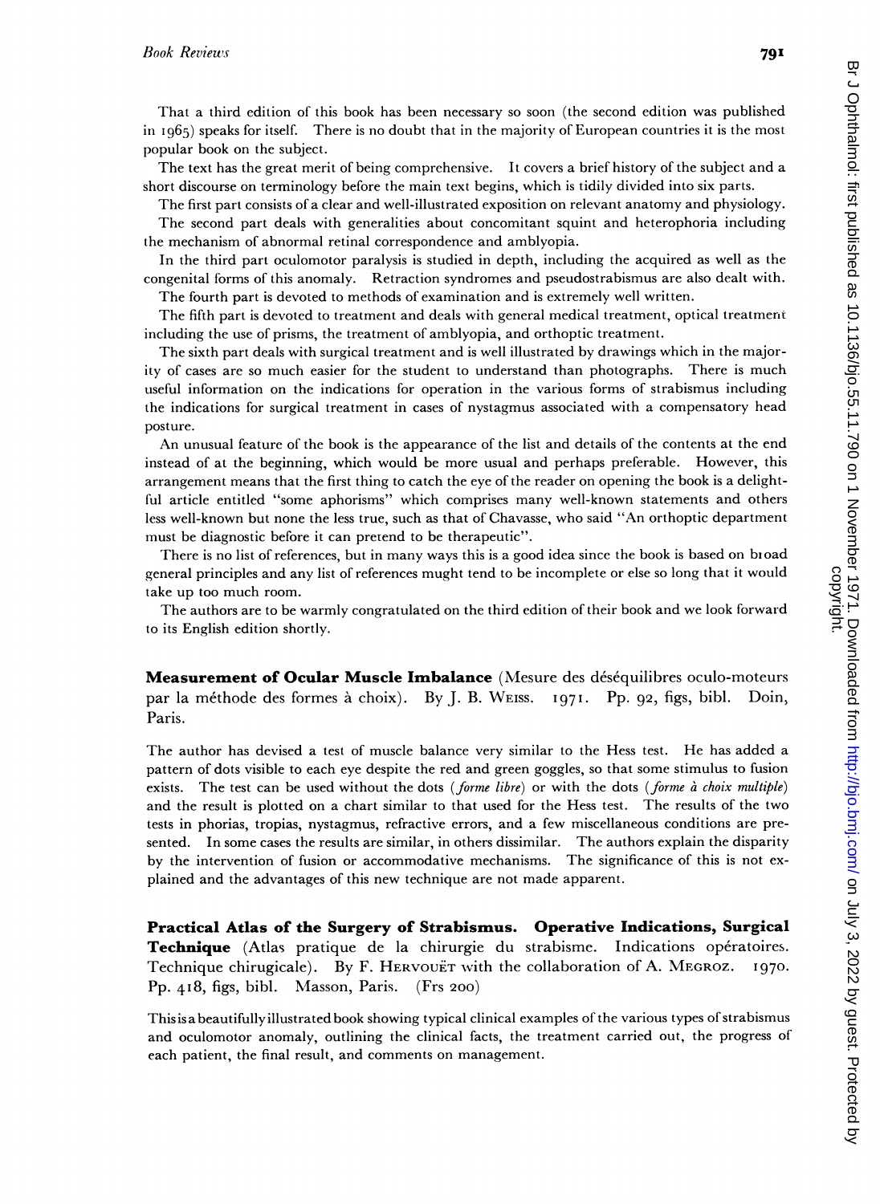That a third edition of this book has been necessary so soon (the second edition was published in 1965) speaks for itself. There is no doubt that in the majority of European countries it is the most popular book on the subject.

The text has the great merit of being comprehensive. It covers a brief history of the subject and a short discourse on terminology before the main text begins, which is tidily divided into six parts.

The first part consists of a clear and well-illustrated exposition on relevant anatomy and physiology.

The second part deals with generalities about concomitant squint and heterophoria including the mechanism of abnormal retinal correspondence and amblyopia.

In the third part oculomotor paralysis is studied in depth, including the acquired as well as the congenital forms of this anomaly. Retraction syndromes and pseudostrabismus are also dealt with.

The fourth part is devoted to methods of examination and is extremely well written.

The fifth part is devoted to treatment and deals with general medical treatment, optical treatment including the use of prisms, the treatment of amblyopia, and orthoptic treatment.

The sixth part deals with surgical treatment and is well illustrated by drawings which in the majority of cases are so much easier for the student to understand than photographs. There is much useful information on the indications for operation in the various forms of strabismus including the indications for surgical treatment in cases of nystagmus associated with a compensatory head posture.

An unusual feature of the book is the appearance of the list and details of the contents at the end instead of at the beginning, which would be more usual and perhaps preferable. However, this arrangement means that the first thing to catch the eye of the reader on opening the book is a delightful article entitled "some aphorisms" which comprises many well-known statements and others less well-known but none the less true, such as that of Chavasse, who said "An orthoptic department must be diagnostic before it can pretend to be therapeutic".

There is no list of references, but in many ways this is a good idea since the book is based on bioad general principles and any list of references mught tend to be incomplete or else so long that it would take up too much room.

The authors are to be warmly congratulated on the third edition of their book and we look forward to its English edition shortly.

**Measurement of Ocular Muscle Imbalance** (Mesure des déséquilibres oculo-moteurs par la méthode des formes à choix). By J. B. WEISS. 1971. Pp. 92, figs, bibl. Doin, Paris.

The author has devised a test of muscle balance very similar to the Hess test. He has added a pattern of dots visible to each eye despite the red and green goggles, so that some stimulus to fusion exists. The test can be used without the dots (*forme libre*) or with the dots (*forme à choix multiple*) and the result is plotted on a chart similar to that used for the Hess test. The results of the two tests in phorias, tropias, nystagmus, refractive errors, and a few miscellaneous conditions are presented. In some cases the results are similar, in others dissimilar. The authors explain the disparity by the intervention of fusion or accommodative mechanisms. The significance of this is not explained and the advantages of this new technique are not made apparent.

**Practical Atlas of the Surgery of Strabismus. Operative Indications, Surgical Technique** (Atlas pratique de la chirurgie du strabisme. Indications opératoires. Technique chirugicale). By F. HERVOUËT with the collaboration of A. MEGROZ. 1970. Pp. 418, figs, bibl. Masson, Paris. (Frs 200)

This is a beautifully illustrated book showing typical clinical examples of the various types of strabismus and oculomotor anomaly, outlining the clinical facts, the treatment carried out, the progress of each patient, the final result, and comments on management.